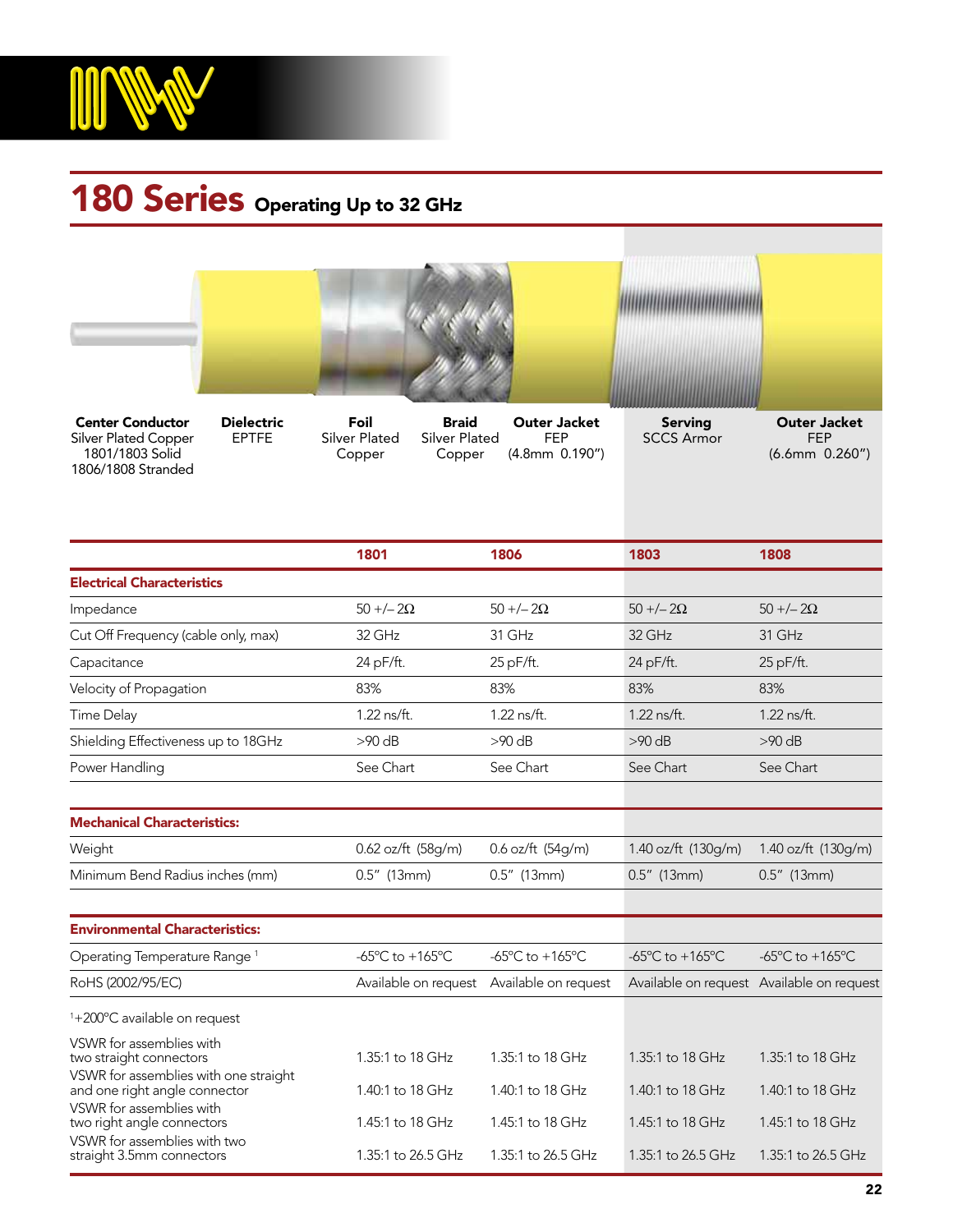# 180 Series Operating Up to 32 GHz

| Center Conductor | Dielectric | Foil | Braid | Outer Jacket | Serving | Outer Jacket |
|---|---|---|---|---|---|---|
| Silver Plated Copper<br>1801/1803 Solid<br>1806/1808 Stranded | EPTFE | Silver Plated Copper | Silver Plated Copper | FEP<br>(4.8mm 0.190") | SCCS Armor | FEP<br>(6.6mm 0.260") |

| | 1801 | 1806 | 1803 | 1808 |
|---|---|---|---|---|
| **Electrical Characteristics** | | | | |
| Impedance | 50 +/– 2Ω | 50 +/– 2Ω | 50 +/– 2Ω | 50 +/– 2Ω |
| Cut Off Frequency (cable only, max) | 32 GHz | 31 GHz | 32 GHz | 31 GHz |
| Capacitance | 24 pF/ft. | 25 pF/ft. | 24 pF/ft. | 25 pF/ft. |
| Velocity of Propagation | 83% | 83% | 83% | 83% |
| Time Delay | 1.22 ns/ft. | 1.22 ns/ft. | 1.22 ns/ft. | 1.22 ns/ft. |
| Shielding Effectiveness up to 18GHz | >90 dB | >90 dB | >90 dB | >90 dB |
| Power Handling | See Chart | See Chart | See Chart | See Chart |
| **Mechanical Characteristics:** | | | | |
| Weight | 0.62 oz/ft (58g/m) | 0.6 oz/ft (54g/m) | 1.40 oz/ft (130g/m) | 1.40 oz/ft (130g/m) |
| Minimum Bend Radius inches (mm) | 0.5" (13mm) | 0.5" (13mm) | 0.5" (13mm) | 0.5" (13mm) |
| **Environmental Characteristics:** | | | | |
| Operating Temperature Range [1] | -65°C to +165°C | -65°C to +165°C | -65°C to +165°C | -65°C to +165°C |
| RoHS (2002/95/EC) | Available on request | Available on request | Available on request | Available on request |

[1]+200°C available on request

| | | | | |
|---|---|---|---|---|
| VSWR for assemblies with two straight connectors | 1.35:1 to 18 GHz | 1.35:1 to 18 GHz | 1.35:1 to 18 GHz | 1.35:1 to 18 GHz |
| VSWR for assemblies with one straight and one right angle connector | 1.40:1 to 18 GHz | 1.40:1 to 18 GHz | 1.40:1 to 18 GHz | 1.40:1 to 18 GHz |
| VSWR for assemblies with two right angle connectors | 1.45:1 to 18 GHz | 1.45:1 to 18 GHz | 1.45:1 to 18 GHz | 1.45:1 to 18 GHz |
| VSWR for assemblies with two straight 3.5mm connectors | 1.35:1 to 26.5 GHz | 1.35:1 to 26.5 GHz | 1.35:1 to 26.5 GHz | 1.35:1 to 26.5 GHz |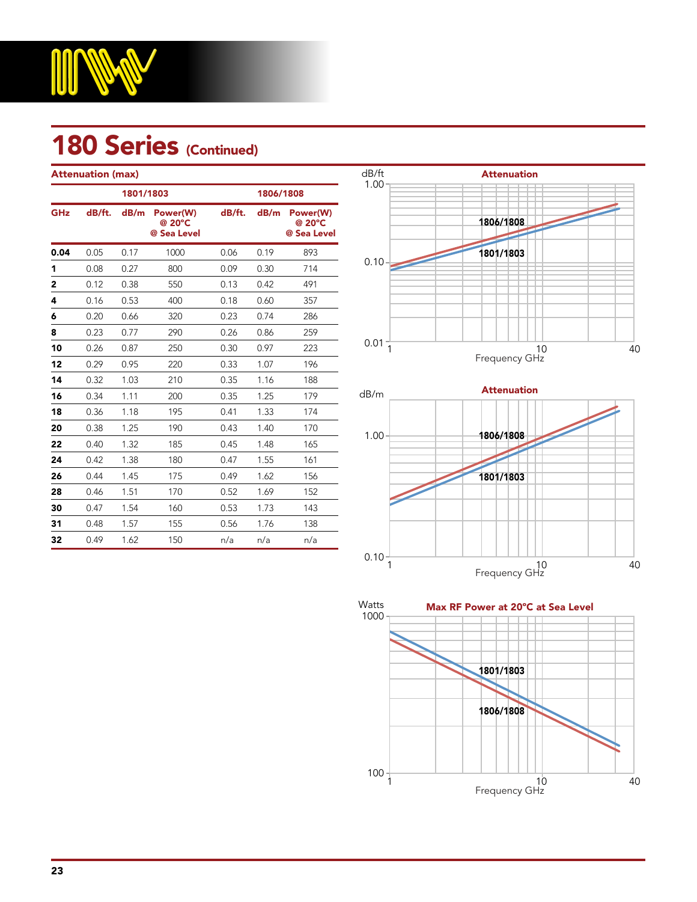# 180 Series (Continued)

**Attenuation (max)**

| | 1801/1803 | | | 1806/1808 | | |
|---|---|---|---|---|---|---|
| **GHz** | **dB/ft.** | **dB/m** | **Power(W) @ 20°C @ Sea Level** | **dB/ft.** | **dB/m** | **Power(W) @ 20°C @ Sea Level** |
| **0.04** | 0.05 | 0.17 | 1000 | 0.06 | 0.19 | 893 |
| **1** | 0.08 | 0.27 | 800 | 0.09 | 0.30 | 714 |
| **2** | 0.12 | 0.38 | 550 | 0.13 | 0.42 | 491 |
| **4** | 0.16 | 0.53 | 400 | 0.18 | 0.60 | 357 |
| **6** | 0.20 | 0.66 | 320 | 0.23 | 0.74 | 286 |
| **8** | 0.23 | 0.77 | 290 | 0.26 | 0.86 | 259 |
| **10** | 0.26 | 0.87 | 250 | 0.30 | 0.97 | 223 |
| **12** | 0.29 | 0.95 | 220 | 0.33 | 1.07 | 196 |
| **14** | 0.32 | 1.03 | 210 | 0.35 | 1.16 | 188 |
| **16** | 0.34 | 1.11 | 200 | 0.35 | 1.25 | 179 |
| **18** | 0.36 | 1.18 | 195 | 0.41 | 1.33 | 174 |
| **20** | 0.38 | 1.25 | 190 | 0.43 | 1.40 | 170 |
| **22** | 0.40 | 1.32 | 185 | 0.45 | 1.48 | 165 |
| **24** | 0.42 | 1.38 | 180 | 0.47 | 1.55 | 161 |
| **26** | 0.44 | 1.45 | 175 | 0.49 | 1.62 | 156 |
| **28** | 0.46 | 1.51 | 170 | 0.52 | 1.69 | 152 |
| **30** | 0.47 | 1.54 | 160 | 0.53 | 1.73 | 143 |
| **31** | 0.48 | 1.57 | 155 | 0.56 | 1.76 | 138 |
| **32** | 0.49 | 1.62 | 150 | n/a | n/a | n/a |

**Attenuation**

dB/ft
1.00
0.10
0.01
1806/1808
1801/1803
1
10
40
Frequency GHz

**Attenuation**

dB/m
1.00
0.10
1806/1808
1801/1803
1
10
40
Frequency GHz

**Max RF Power at 20°C at Sea Level**

Watts
1000
100
1801/1803
1806/1808
1
10
40
Frequency GHz